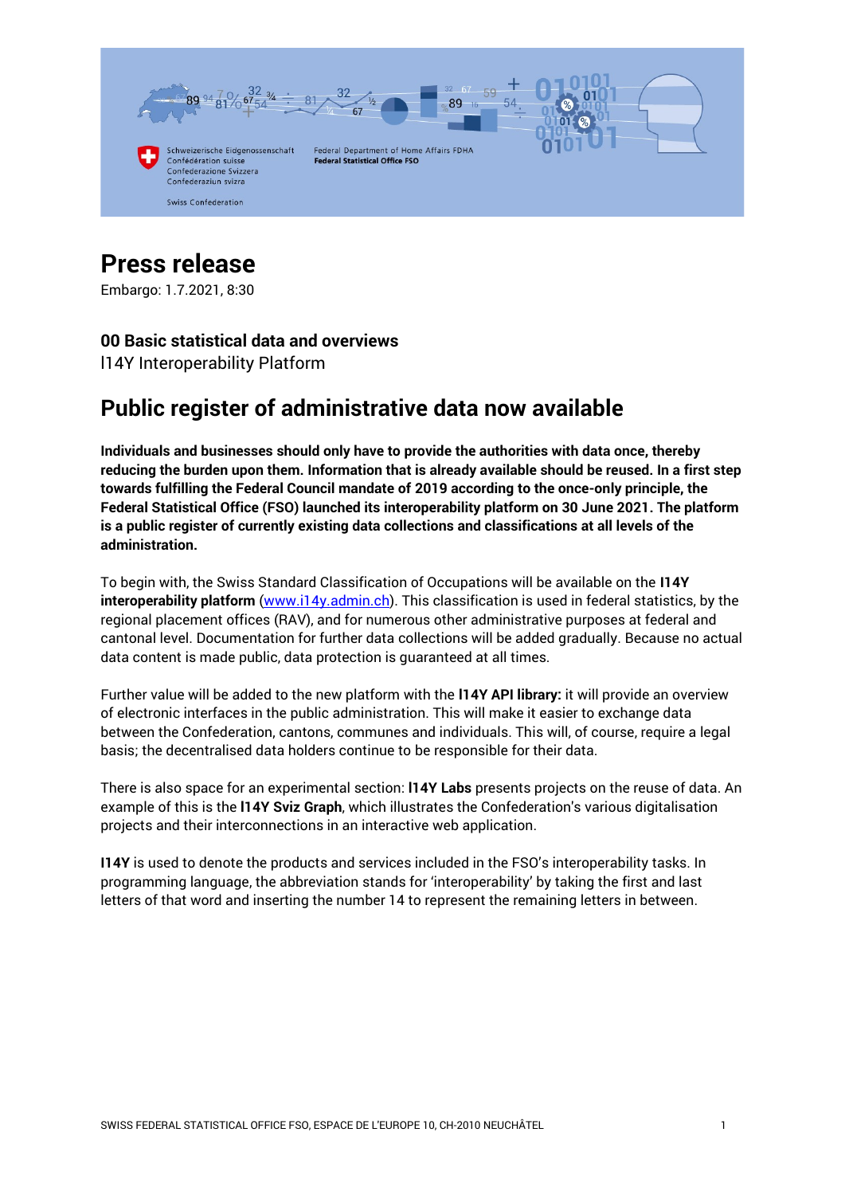Schweizerische Eidgenossenschaft
Confédération suisse
Confederazione Svizzera
Confederaziun svizra

Swiss Confederation

Federal Department of Home Affairs FDHA
**Federal Statistical Office FSO**

# Press release

Embargo: 1.7.2021, 8:30

### 00 Basic statistical data and overviews

I14Y Interoperability Platform

## Public register of administrative data now available

**Individuals and businesses should only have to provide the authorities with data once, thereby reducing the burden upon them. Information that is already available should be reused. In a first step towards fulfilling the Federal Council mandate of 2019 according to the once-only principle, the Federal Statistical Office (FSO) launched its interoperability platform on 30 June 2021. The platform is a public register of currently existing data collections and classifications at all levels of the administration.**

To begin with, the Swiss Standard Classification of Occupations will be available on the **I14Y interoperability platform** ([www.i14y.admin.ch](www.i14y.admin.ch)). This classification is used in federal statistics, by the regional placement offices (RAV), and for numerous other administrative purposes at federal and cantonal level. Documentation for further data collections will be added gradually. Because no actual data content is made public, data protection is guaranteed at all times.

Further value will be added to the new platform with the **I14Y API library:** it will provide an overview of electronic interfaces in the public administration. This will make it easier to exchange data between the Confederation, cantons, communes and individuals. This will, of course, require a legal basis; the decentralised data holders continue to be responsible for their data.

There is also space for an experimental section: **I14Y Labs** presents projects on the reuse of data. An example of this is the **I14Y Sviz Graph**, which illustrates the Confederation's various digitalisation projects and their interconnections in an interactive web application.

**I14Y** is used to denote the products and services included in the FSO's interoperability tasks. In programming language, the abbreviation stands for 'interoperability' by taking the first and last letters of that word and inserting the number 14 to represent the remaining letters in between.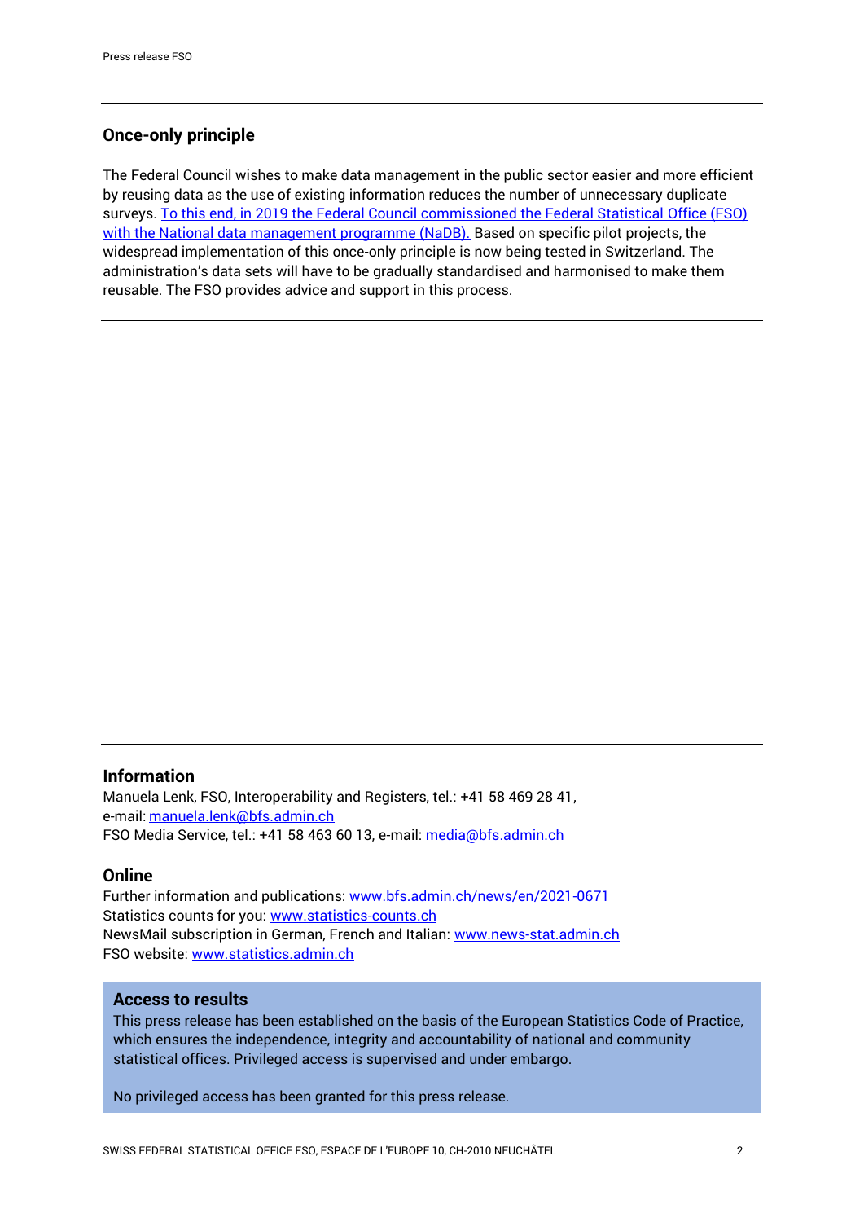## Once-only principle

The Federal Council wishes to make data management in the public sector easier and more efficient by reusing data as the use of existing information reduces the number of unnecessary duplicate surveys. To this end, in 2019 the Federal Council commissioned the Federal Statistical Office (FSO) with the National data management programme (NaDB). Based on specific pilot projects, the widespread implementation of this once-only principle is now being tested in Switzerland. The administration's data sets will have to be gradually standardised and harmonised to make them reusable. The FSO provides advice and support in this process.

## Information

Manuela Lenk, FSO, Interoperability and Registers, tel.: +41 58 469 28 41,
e-mail: manuela.lenk@bfs.admin.ch
FSO Media Service, tel.: +41 58 463 60 13, e-mail: media@bfs.admin.ch

## Online

Further information and publications: www.bfs.admin.ch/news/en/2021-0671
Statistics counts for you: www.statistics-counts.ch
NewsMail subscription in German, French and Italian: www.news-stat.admin.ch
FSO website: www.statistics.admin.ch

## Access to results

This press release has been established on the basis of the European Statistics Code of Practice, which ensures the independence, integrity and accountability of national and community statistical offices. Privileged access is supervised and under embargo.

No privileged access has been granted for this press release.

SWISS FEDERAL STATISTICAL OFFICE FSO, ESPACE DE L'EUROPE 10, CH-2010 NEUCHÂTEL